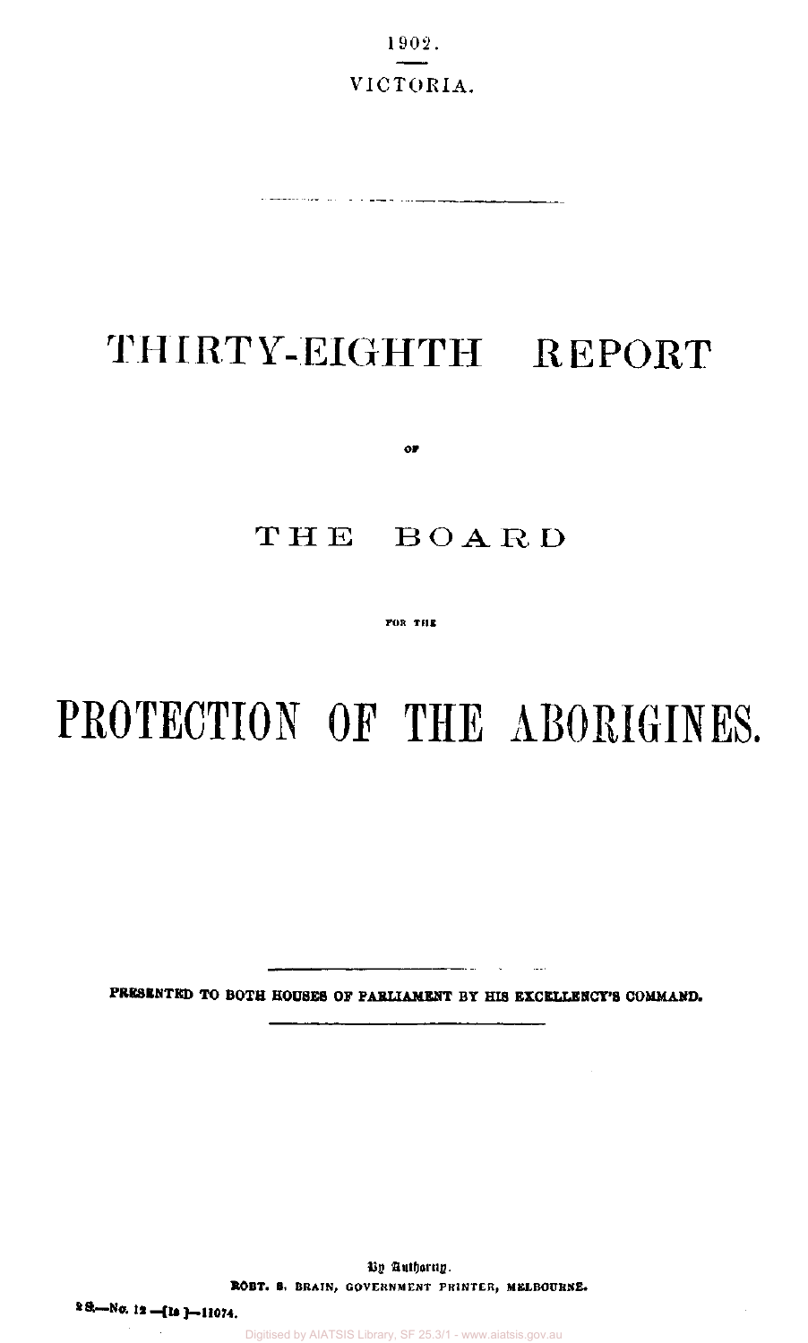1902.

VICTORIA.

# THIRTY-EIGHTH REPORT

OF

# THE BOARD

FOR THE

# PROTECTION OF THE ABORIGINES.

**PRESENTED TO BOTH HOUSES OF PARLIAMENT BY HIS EXCELLENCY'S COMMAND.**

By Authority.

ROBT. S. BRAIN, GOVERNMENT PRINTER, MELBOURNE.

2 S.—No. 12 —[1s ]—11074.

Digitised by AIATSIS Library, SF 25.3/1 - www.aiatsis.gov.au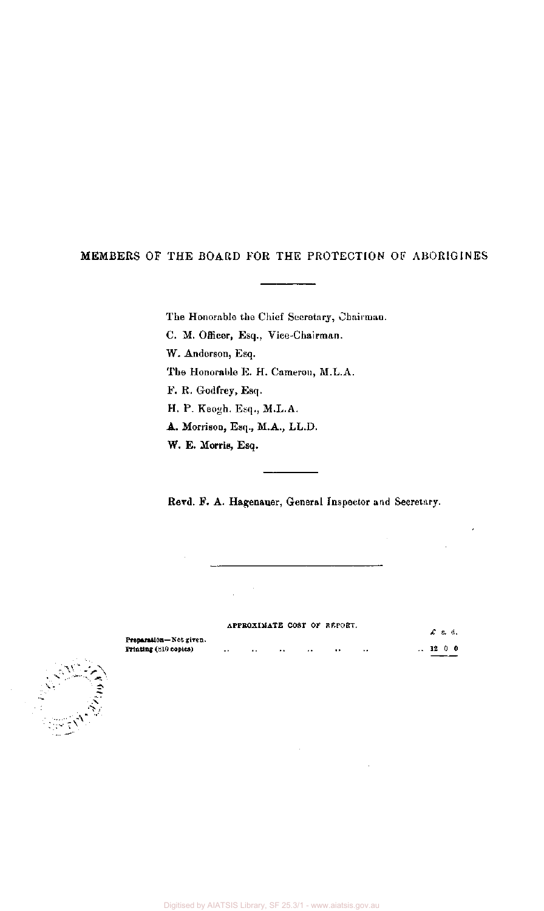## MEMBERS OF THE BOARD FOR THE PROTECTION OF ABORIGINES

---

The Honorable the Chief Secretary, Chairman.

C. M. Officer, Esq., Vice-Chairman.

W. Anderson, Esq.

The Honorable E. H. Cameron, M.L.A.

F. R. Godfrey, Esq.

H. P. Keogh. Esq., M.L.A.

A. Morrison, Esq., M.A., LL.D.

W. E. Morris, Esq.

---

Revd. F. A. Hagenauer, General Inspector and Secretary.

---

APPROXIMATE COST OF REPORT.

| | £ s. d. |
|---|---|
| Preparation—Not given. | |
| Printing (810 copies) .. .. .. .. .. .. .. | 12 0 0 |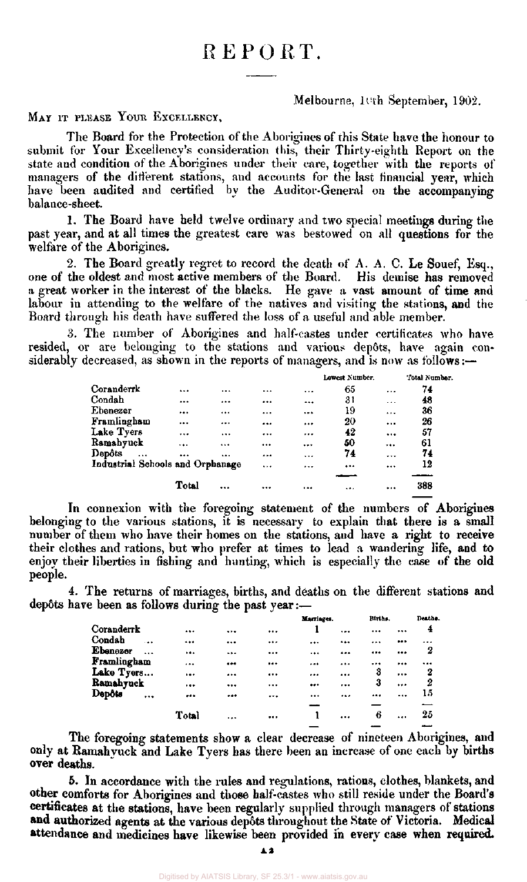# REPORT.

Melbourne, 10th September, 1902.

MAY IT PLEASE YOUR EXCELLENCY,

The Board for the Protection of the Aborigines of this State have the honour to submit for Your Excellency's consideration this, their Thirty-eighth Report on the state and condition of the Aborigines under their care, together with the reports of managers of the different stations, and accounts for the last financial year, which have been audited and certified by the Auditor-General on the accompanying balance-sheet.

1. The Board have held twelve ordinary and two special meetings during the past year, and at all times the greatest care was bestowed on all questions for the welfare of the Aborigines.

2. The Board greatly regret to record the death of A. A. C. Le Souef, Esq., one of the oldest and most active members of the Board. His demise has removed a great worker in the interest of the blacks. He gave a vast amount of time and labour in attending to the welfare of the natives and visiting the stations, and the Board through his death have suffered the loss of a useful and able member.

3. The number of Aborigines and half-castes under certificates who have resided, or are belonging to the stations and various depôts, have again considerably decreased, as shown in the reports of managers, and is now as follows:—

| | Lowest Number. | Total Number. |
|---|---|---|
| Coranderrk | 65 | 74 |
| Condah | 31 | 48 |
| Ebenezer | 19 | 36 |
| Framlingham | 20 | 26 |
| Lake Tyers | 42 | 57 |
| Ramahyuck | 50 | 61 |
| Depôts | 74 | 74 |
| Industrial Schools and Orphanage | ... | 12 |
| Total | ... | 388 |

In connexion with the foregoing statement of the numbers of Aborigines belonging to the various stations, it is necessary to explain that there is a small number of them who have their homes on the stations, and have a right to receive their clothes and rations, but who prefer at times to lead a wandering life, and to enjoy their liberties in fishing and hunting, which is especially the case of the old people.

4. The returns of marriages, births, and deaths on the different stations and depôts have been as follows during the past year:—

| | Marriages. | Births. | Deaths. |
|---|---|---|---|
| Coranderrk | 1 | ... | 4 |
| Condah | ... | ... | ... |
| Ebenezer | ... | ... | 2 |
| Framlingham | ... | ... | ... |
| Lake Tyers | ... | 3 | 2 |
| Ramahyuck | ... | 3 | 2 |
| Depôts | ... | ... | 15 |
| Total | 1 | 6 | 25 |

The foregoing statements show a clear decrease of nineteen Aborigines, and only at Ramahyuck and Lake Tyers has there been an increase of one each by births over deaths.

5. In accordance with the rules and regulations, rations, clothes, blankets, and other comforts for Aborigines and those half-castes who still reside under the Board's certificates at the stations, have been regularly supplied through managers of stations and authorized agents at the various depôts throughout the State of Victoria. Medical attendance and medicines have likewise been provided in every case when required.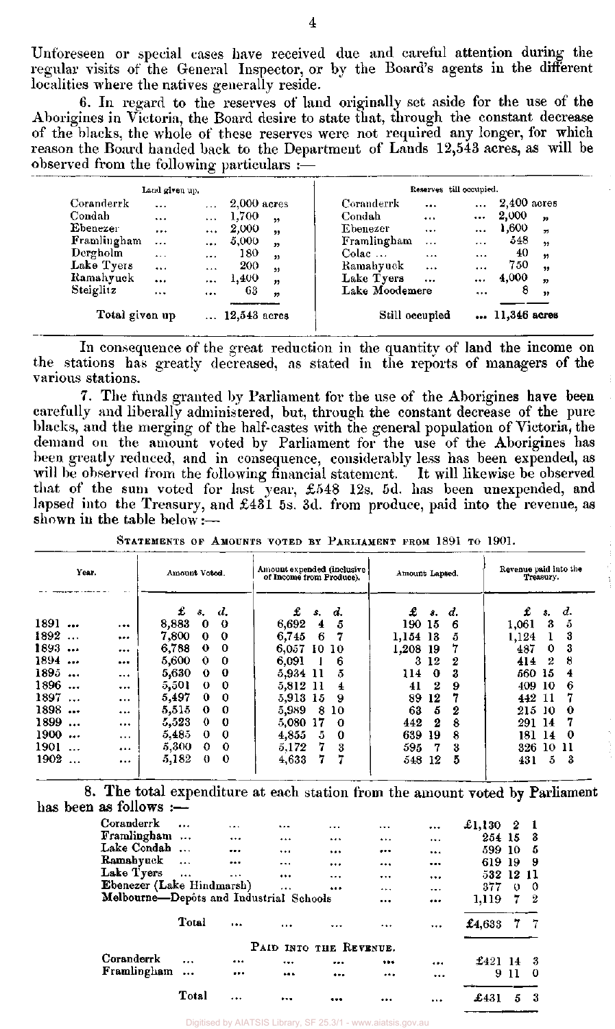Unforeseen or special cases have received due and careful attention during the regular visits of the General Inspector, or by the Board's agents in the different localities where the natives generally reside.

6. In regard to the reserves of land originally set aside for the use of the Aborigines in Victoria, the Board desire to state that, through the constant decrease of the blacks, the whole of these reserves were not required any longer, for which reason the Board handed back to the Department of Lands 12,543 acres, as will be observed from the following particulars :—

| Land given up. | | Reserves till occupied. | |
|---|---|---|---|
| Coranderrk ... ... | 2,000 acres | Coranderrk ... ... | 2,400 acres |
| Condah ... ... | 1,700 ,, | Condah ... ... | 2,000 ,, |
| Ebenezer ... ... | 2,000 ,, | Ebenezer ... ... | 1,600 ,, |
| Framlingham ... ... | 5,000 ,, | Framlingham ... ... | 548 ,, |
| Dergholm ... ... | 180 ,, | Colac ... ... | 40 ,, |
| Lake Tyers ... ... | 200 ,, | Ramahyuck ... ... | 750 ,, |
| Ramahyuck ... ... | 1,400 ,, | Lake Tyers ... ... | 4,000 ,, |
| Steiglitz ... ... | 63 ,, | Lake Moodemere ... | 8 ,, |
| Total given up ... | 12,543 acres | Still occupied ... | 11,346 acres |

In consequence of the great reduction in the quantity of land the income on the stations has greatly decreased, as stated in the reports of managers of the various stations.

7. The funds granted by Parliament for the use of the Aborigines have been carefully and liberally administered, but, through the constant decrease of the pure blacks, and the merging of the half-castes with the general population of Victoria, the demand on the amount voted by Parliament for the use of the Aborigines has been greatly reduced, and in consequence, considerably less has been expended, as will be observed from the following financial statement. It will likewise be observed that of the sum voted for last year, £548 12s. 5d. has been unexpended, and lapsed into the Treasury, and £431 5s. 3d. from produce, paid into the revenue, as shown in the table below:—

STATEMENTS OF AMOUNTS VOTED BY PARLIAMENT FROM 1891 TO 1901.

| Year. | Amount Voted. | Amount expended (inclusive of Income from Produce). | Amount Lapsed. | Revenue paid into the Treasury. |
|---|---|---|---|---|
| | £ s. d. | £ s. d. | £ s. d. | £ s. d. |
| 1891 ... ... | 8,883 0 0 | 6,692 4 5 | 190 15 6 | 1,061 3 5 |
| 1892 ... ... | 7,800 0 0 | 6,745 6 7 | 1,154 13 5 | 1,124 1 3 |
| 1893 ... ... | 6,788 0 0 | 6,057 10 10 | 1,208 19 7 | 487 0 3 |
| 1894 ... ... | 5,600 0 0 | 6,091 1 6 | 3 12 2 | 414 2 8 |
| 1895 ... ... | 5,630 0 0 | 5,934 11 5 | 114 0 3 | 560 15 4 |
| 1896 ... ... | 5,501 0 0 | 5,812 11 4 | 41 2 9 | 409 10 6 |
| 1897 ... ... | 5,497 0 0 | 5,913 15 9 | 89 12 7 | 442 11 7 |
| 1898 ... ... | 5,515 0 0 | 5,989 8 10 | 63 5 2 | 215 10 0 |
| 1899 ... ... | 5,523 0 0 | 5,080 17 0 | 442 2 8 | 291 14 7 |
| 1900 ... ... | 5,485 0 0 | 4,855 5 0 | 639 19 8 | 181 14 0 |
| 1901 ... ... | 5,300 0 0 | 5,172 7 3 | 595 7 3 | 326 10 11 |
| 1902 ... ... | 5,182 0 0 | 4,633 7 7 | 548 12 5 | 431 5 3 |

8. The total expenditure at each station from the amount voted by Parliament has been as follows :—

| Station | Amount |
|---|---|
| Coranderrk ... | £1,130 2 1 |
| Framlingham ... | 254 15 3 |
| Lake Condah ... | 599 10 5 |
| Ramahyuck ... | 619 19 9 |
| Lake Tyers ... | 532 12 11 |
| Ebenezer (Lake Hindmarsh) ... | 377 0 0 |
| Melbourne—Depôts and Industrial Schools ... | 1,119 7 2 |
| Total ... | £4,633 7 7 |

PAID INTO THE REVENUE.

| Station | Amount |
|---|---|
| Coranderrk ... | £421 14 3 |
| Framlingham ... | 9 11 0 |
| Total ... | £431 5 3 |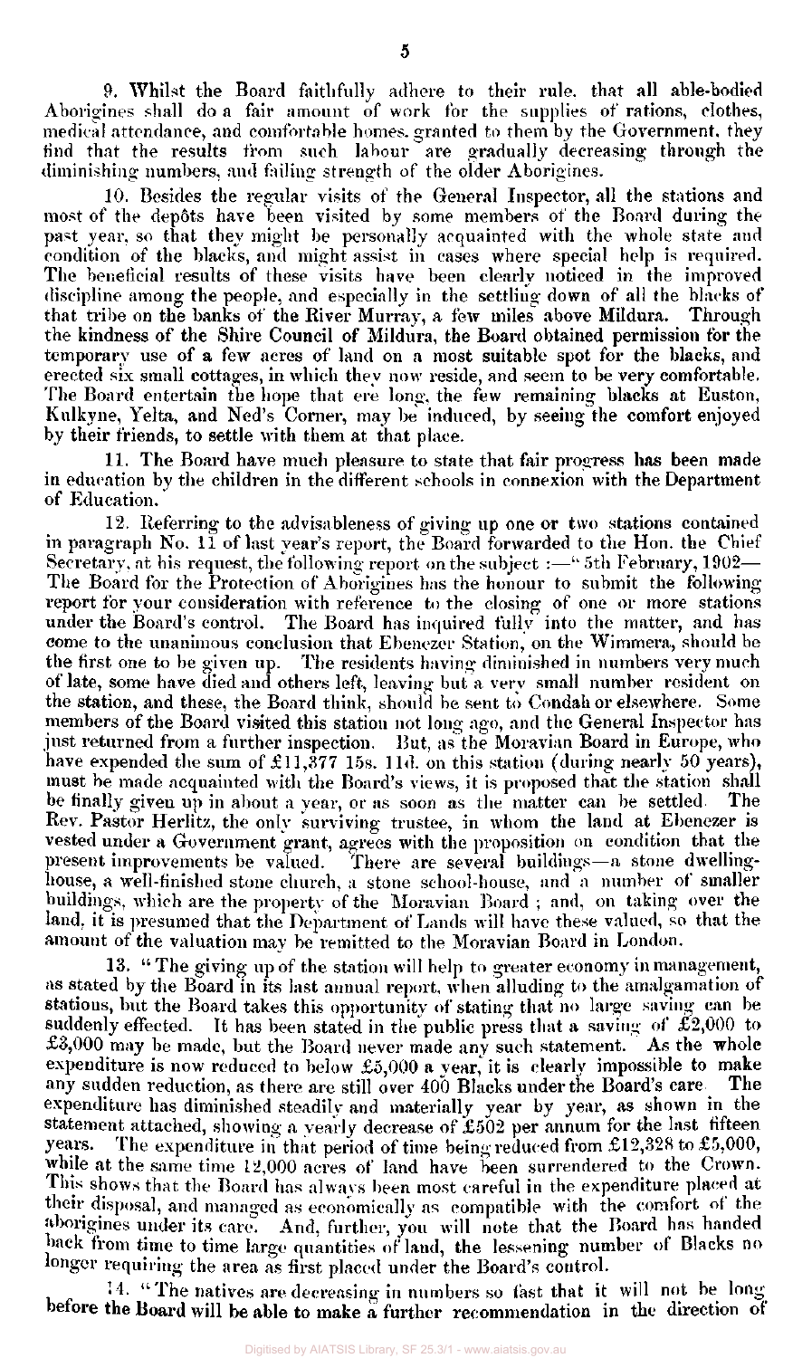9. Whilst the Board faithfully adhere to their rule, that all able-bodied Aborigines shall do a fair amount of work for the supplies of rations, clothes, medical attendance, and comfortable homes, granted to them by the Government, they find that the results from such labour are gradually decreasing through the diminishing numbers, and failing strength of the older Aborigines.

10. Besides the regular visits of the General Inspector, all the stations and most of the depôts have been visited by some members of the Board during the past year, so that they might be personally acquainted with the whole state and condition of the blacks, and might assist in cases where special help is required. The beneficial results of these visits have been clearly noticed in the improved discipline among the people, and especially in the settling down of all the blacks of that tribe on the banks of the River Murray, a few miles above Mildura. Through the kindness of the Shire Council of Mildura, the Board obtained permission for the temporary use of a few acres of land on a most suitable spot for the blacks, and erected six small cottages, in which they now reside, and seem to be very comfortable. The Board entertain the hope that ere long, the few remaining blacks at Euston, Kulkyne, Yelta, and Ned's Corner, may be induced, by seeing the comfort enjoyed by their friends, to settle with them at that place.

11. The Board have much pleasure to state that fair progress has been made in education by the children in the different schools in connexion with the Department of Education.

12. Referring to the advisableness of giving up one or two stations contained in paragraph No. 11 of last year's report, the Board forwarded to the Hon. the Chief Secretary, at his request, the following report on the subject :—"5th February, 1902—The Board for the Protection of Aborigines has the honour to submit the following report for your consideration with reference to the closing of one or more stations under the Board's control. The Board has inquired fully into the matter, and has come to the unanimous conclusion that Ebenezer Station, on the Wimmera, should be the first one to be given up. The residents having diminished in numbers very much of late, some have died and others left, leaving but a very small number resident on the station, and these, the Board think, should be sent to Condah or elsewhere. Some members of the Board visited this station not long ago, and the General Inspector has just returned from a further inspection. But, as the Moravian Board in Europe, who have expended the sum of £11,377 15s. 11d. on this station (during nearly 50 years), must be made acquainted with the Board's views, it is proposed that the station shall be finally given up in about a year, or as soon as the matter can be settled. The Rev. Pastor Herlitz, the only surviving trustee, in whom the land at Ebenezer is vested under a Government grant, agrees with the proposition on condition that the present improvements be valued. There are several buildings—a stone dwelling-house, a well-finished stone church, a stone school-house, and a number of smaller buildings, which are the property of the Moravian Board ; and, on taking over the land, it is presumed that the Department of Lands will have these valued, so that the amount of the valuation may be remitted to the Moravian Board in London.

13. "The giving up of the station will help to greater economy in management, as stated by the Board in its last annual report, when alluding to the amalgamation of stations, but the Board takes this opportunity of stating that no large saving can be suddenly effected. It has been stated in the public press that a saving of £2,000 to £3,000 may be made, but the Board never made any such statement. As the whole expenditure is now reduced to below £5,000 a year, it is clearly impossible to make any sudden reduction, as there are still over 400 Blacks under the Board's care. The expenditure has diminished steadily and materially year by year, as shown in the statement attached, showing a yearly decrease of £502 per annum for the last fifteen years. The expenditure in that period of time being reduced from £12,328 to £5,000, while at the same time 12,000 acres of land have been surrendered to the Crown. This shows that the Board has always been most careful in the expenditure placed at their disposal, and managed as economically as compatible with the comfort of the aborigines under its care. And, further, you will note that the Board has handed back from time to time large quantities of land, the lessening number of Blacks no longer requiring the area as first placed under the Board's control.

14. "The natives are decreasing in numbers so fast that it will not be long before the Board will be able to make a further recommendation in the direction of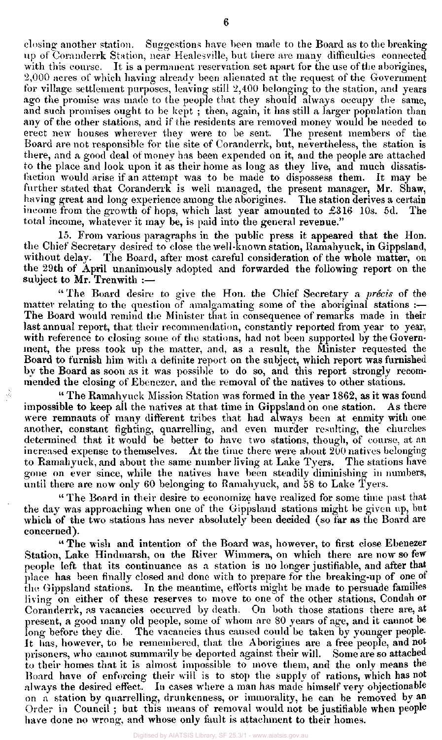closing another station. Suggestions have been made to the Board as to the breaking up of Coranderrk Station, near Healesville, but there are many difficulties connected with this course. It is a permanent reservation set apart for the use of the aborigines, 2,000 acres of which having already been alienated at the request of the Government for village settlement purposes, leaving still 2,400 belonging to the station, and years ago the promise was made to the people that they should always occupy the same, and such promises ought to be kept; then, again, it has still a larger population than any of the other stations, and if the residents are removed money would be needed to erect new houses wherever they were to be sent. The present members of the Board are not responsible for the site of Coranderrk, but, nevertheless, the station is there, and a good deal of money has been expended on it, and the people are attached to the place and look upon it as their home as long as they live, and much dissatisfaction would arise if an attempt was to be made to dispossess them. It may be further stated that Coranderrk is well managed, the present manager, Mr. Shaw, having great and long experience among the aborigines. The station derives a certain income from the growth of hops, which last year amounted to £316 10s. 5d. The total income, whatever it may be, is paid into the general revenue."

15. From various paragraphs in the public press it appeared that the Hon. the Chief Secretary desired to close the well-known station, Ramahyuck, in Gippsland, without delay. The Board, after most careful consideration of the whole matter, on the 29th of April unanimously adopted and forwarded the following report on the subject to Mr. Trenwith :—

"The Board desire to give the Hon. the Chief Secretary a *précis* of the matter relating to the question of amalgamating some of the aboriginal stations :— The Board would remind the Minister that in consequence of remarks made in their last annual report, that their recommendation, constantly reported from year to year, with reference to closing some of the stations, had not been supported by the Government, the press took up the matter, and, as a result, the Minister requested the Board to furnish him with a definite report on the subject, which report was furnished by the Board as soon as it was possible to do so, and this report strongly recommended the closing of Ebenezer, and the removal of the natives to other stations.

"The Ramahyuck Mission Station was formed in the year 1862, as it was found impossible to keep all the natives at that time in Gippsland on one station. As there were remnants of many different tribes that had always been at enmity with one another, constant fighting, quarrelling, and even murder resulting, the churches determined that it would be better to have two stations, though, of course, at an increased expense to themselves. At the time there were about 200 natives belonging to Ramahyuck, and about the same number living at Lake Tyers. The stations have gone on ever since, while the natives have been steadily diminishing in numbers, until there are now only 60 belonging to Ramahyuck, and 58 to Lake Tyers.

"The Board in their desire to economize have realized for some time past that the day was approaching when one of the Gippsland stations might be given up, but which of the two stations has never absolutely been decided (so far as the Board are concerned).

"The wish and intention of the Board was, however, to first close Ebenezer Station, Lake Hindmarsh, on the River Wimmera, on which there are now so few people left that its continuance as a station is no longer justifiable, and after that place has been finally closed and done with to prepare for the breaking-up of one of the Gippsland stations. In the meantime, efforts might be made to persuade families living on either of these reserves to move to one of the other stations, Condah or Coranderrk, as vacancies occurred by death. On both those stations there are, at present, a good many old people, some of whom are 80 years of age, and it cannot be long before they die. The vacancies thus caused could be taken by younger people. It has, however, to be remembered, that the Aborigines are a free people, and not prisoners, who cannot summarily be deported against their will. Some are so attached to their homes that it is almost impossible to move them, and the only means the Board have of enforcing their will is to stop the supply of rations, which has not always the desired effect. In cases where a man has made himself very objectionable on a station by quarrelling, drunkenness, or immorality, he can be removed by an Order in Council; but this means of removal would not be justifiable when people have done no wrong, and whose only fault is attachment to their homes.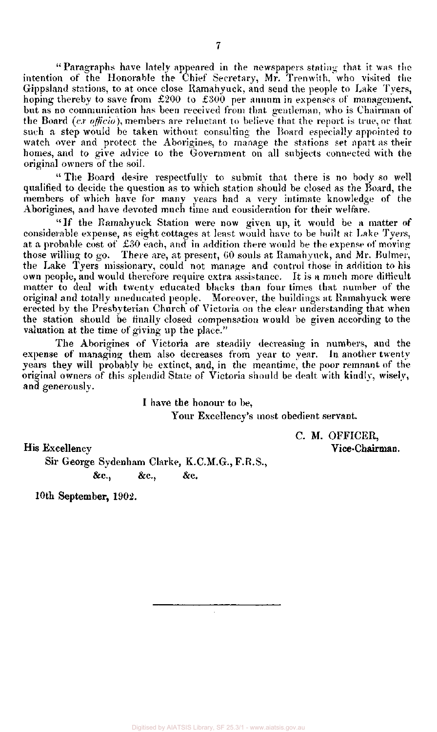"Paragraphs have lately appeared in the newspapers stating that it was the intention of the Honorable the Chief Secretary, Mr. Trenwith, who visited the Gippsland stations, to at once close Ramahyuck, and send the people to Lake Tyers, hoping thereby to save from £200 to £300 per annum in expenses of management, but as no communication has been received from that gentleman, who is Chairman of the Board (*ex officio*), members are reluctant to believe that the report is true, or that such a step would be taken without consulting the Board especially appointed to watch over and protect the Aborigines, to manage the stations set apart as their homes, and to give advice to the Government on all subjects connected with the original owners of the soil.

"The Board desire respectfully to submit that there is no body so well qualified to decide the question as to which station should be closed as the Board, the members of which have for many years had a very intimate knowledge of the Aborigines, and have devoted much time and consideration for their welfare.

"If the Ramahyuck Station were now given up, it would be a matter of considerable expense, as eight cottages at least would have to be built at Lake Tyers, at a probable cost of £30 each, and in addition there would be the expense of moving those willing to go. There are, at present, 60 souls at Ramahyuck, and Mr. Bulmer, the Lake Tyers missionary, could not manage and control those in addition to his own people, and would therefore require extra assistance. It is a much more difficult matter to deal with twenty educated blacks than four times that number of the original and totally uneducated people. Moreover, the buildings at Ramahyuck were erected by the Presbyterian Church of Victoria on the clear understanding that when the station should be finally closed compensation would be given according to the valuation at the time of giving up the place."

The Aborigines of Victoria are steadily decreasing in numbers, and the expense of managing them also decreases from year to year. In another twenty years they will probably be extinct, and, in the meantime, the poor remnant of the original owners of this splendid State of Victoria should be dealt with kindly, wisely, and generously.

I have the honour to be,

Your Excellency's most obedient servant.

C. M. OFFICER,
Vice-Chairman.

His Excellency
Sir George Sydenham Clarke, K.C.M.G., F.R.S.,
&c., &c., &c.

10th September, 1902.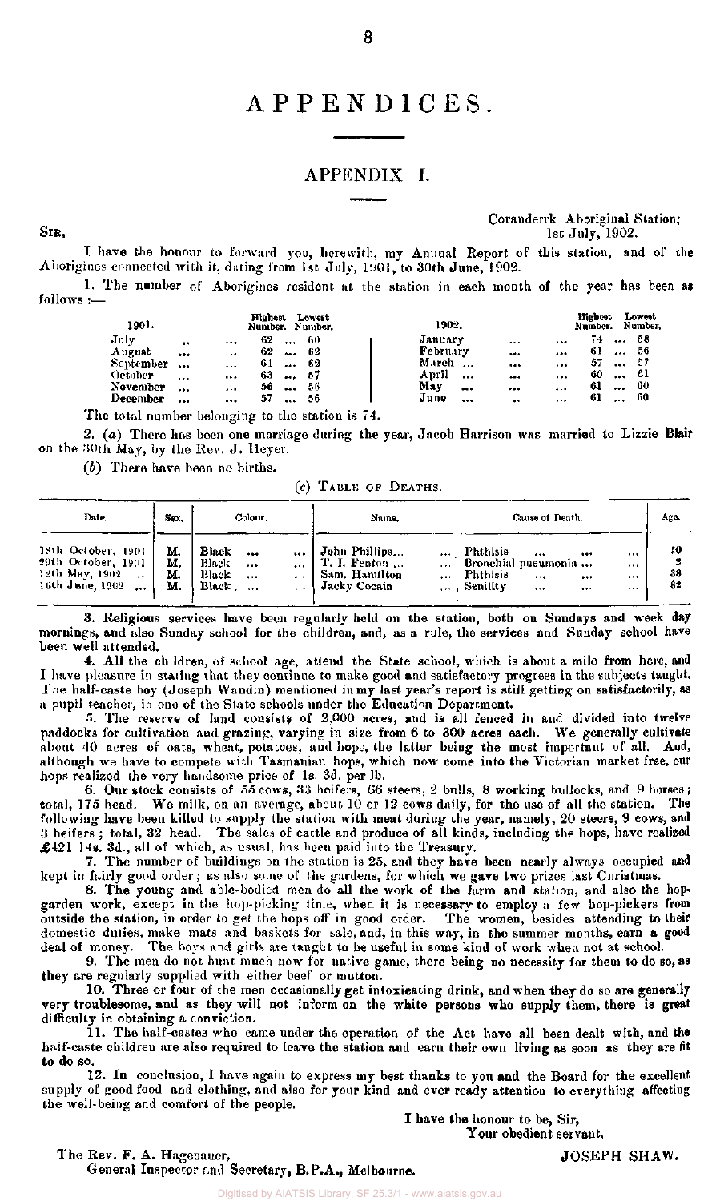# APPENDICES.

## APPENDIX I.

Coranderrk Aboriginal Station;
1st July, 1902.

SIR,

I have the honour to forward you, herewith, my Annual Report of this station, and of the Aborigines connected with it, dating from 1st July, 1901, to 30th June, 1902.

1. The number of Aborigines resident at the station in each month of the year has been as follows :—

| 1901. | Highest Number. | Lowest Number. | 1902. | Highest Number. | Lowest Number. |
|---|---|---|---|---|---|
| July | 62 | 60 | January | 74 | 58 |
| August | 62 | 62 | February | 61 | 56 |
| September | 64 | 62 | March | 57 | 57 |
| October | 63 | 57 | April | 60 | 61 |
| November | 56 | 56 | May | 61 | 60 |
| December | 57 | 56 | June | 61 | 60 |

The total number belonging to the station is 74.

2. (*a*) There has been one marriage during the year, Jacob Harrison was married to Lizzie Blair on the 30th May, by the Rev. J. Heyer.

(*b*) There have been no births.

(*c*) TABLE OF DEATHS.

| Date. | Sex. | Colour. | Name. | Cause of Death. | Age. |
|---|---|---|---|---|---|
| 18th October, 1901 | M. | Black | John Phillips | Phthisis | 20 |
| 29th October, 1901 | M. | Black | T. I. Fenton | Bronchial pneumonia | 2 |
| 12th May, 1902 | M. | Black | Sam. Hamilton | Phthisis | 38 |
| 16th June, 1902 | M. | Black | Jacky Cocain | Senility | 82 |

3. Religious services have been regularly held on the station, both on Sundays and week day mornings, and also Sunday school for the children, and, as a rule, the services and Sunday school have been well attended.

4. All the children, of school age, attend the State school, which is about a mile from here, and I have pleasure in stating that they continue to make good and satisfactory progress in the subjects taught. The half-caste boy (Joseph Wandin) mentioned in my last year's report is still getting on satisfactorily, as a pupil teacher, in one of the State schools under the Education Department.

5. The reserve of land consists of 2,000 acres, and is all fenced in and divided into twelve paddocks for cultivation and grazing, varying in size from 6 to 300 acres each. We generally cultivate about 40 acres of oats, wheat, potatoes, and hops, the latter being the most important of all. And, although we have to compete with Tasmanian hops, which now come into the Victorian market free, our hops realized the very handsome price of 1s. 3d. per lb.

6. Our stock consists of 55 cows, 33 heifers, 66 steers, 2 bulls, 8 working bullocks, and 9 horses; total, 175 head. We milk, on an average, about 10 or 12 cows daily, for the use of all the station. The following have been killed to supply the station with meat during the year, namely, 20 steers, 9 cows, and 3 heifers; total, 32 head. The sales of cattle and produce of all kinds, including the hops, have realized £421 14s. 3d., all of which, as usual, has been paid into the Treasury.

7. The number of buildings on the station is 25, and they have been nearly always occupied and kept in fairly good order; as also some of the gardens, for which we gave two prizes last Christmas.

8. The young and able-bodied men do all the work of the farm and station, and also the hop-garden work, except in the hop-picking time, when it is necessary to employ a few hop-pickers from outside the station, in order to get the hops off in good order. The women, besides attending to their domestic duties, make mats and baskets for sale, and, in this way, in the summer months, earn a good deal of money. The boys and girls are taught to be useful in some kind of work when not at school.

9. The men do not hunt much now for native game, there being no necessity for them to do so, as they are regularly supplied with either beef or mutton.

10. Three or four of the men occasionally get intoxicating drink, and when they do so are generally very troublesome, and as they will not inform on the white persons who supply them, there is great difficulty in obtaining a conviction.

11. The half-castes who came under the operation of the Act have all been dealt with, and the half-caste children are also required to leave the station and earn their own living as soon as they are fit to do so.

12. In conclusion, I have again to express my best thanks to you and the Board for the excellent supply of good food and clothing, and also for your kind and ever ready attention to everything affecting the well-being and comfort of the people.

I have the honour to be, Sir,
Your obedient servant,

JOSEPH SHAW.

The Rev. F. A. Hagenauer,
General Inspector and Secretary, B.P.A., Melbourne.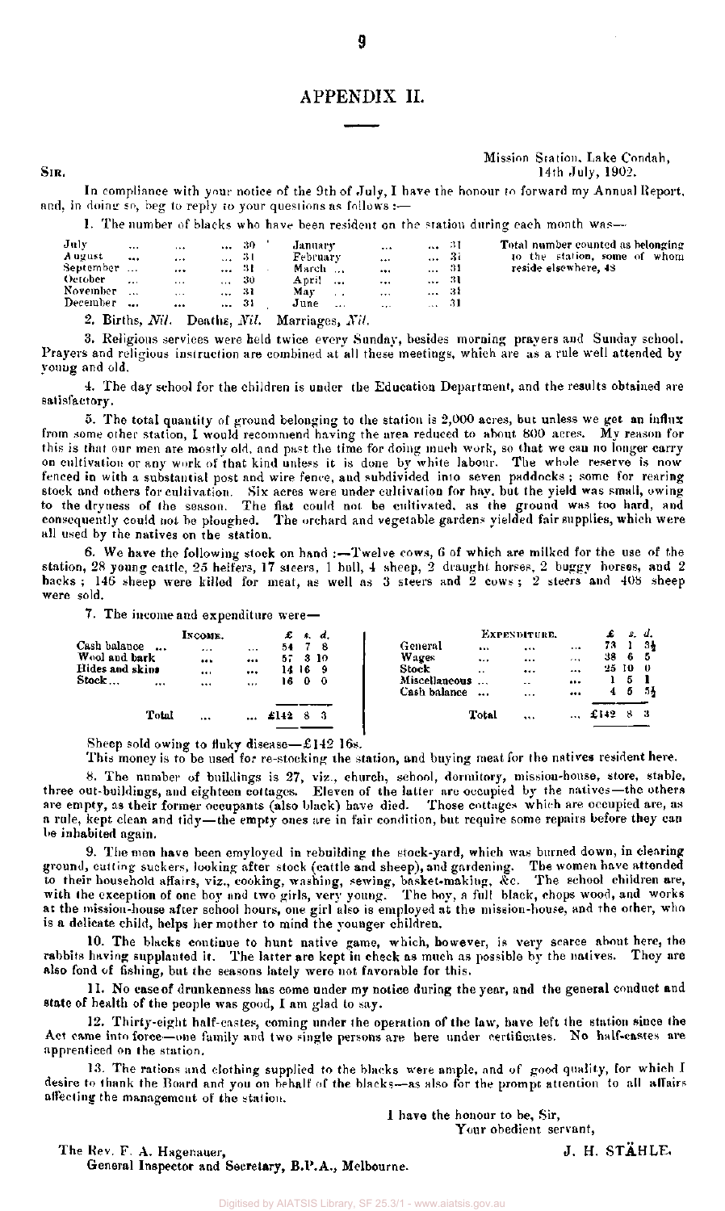# APPENDIX II.

Mission Station, Lake Condah,
14th July, 1902.

SIR,

In compliance with your notice of the 9th of July, I have the honour to forward my Annual Report, and, in doing so, beg to reply to your questions as follows :—

1. The number of blacks who have been resident on the station during each month was—

| | | | | |
|---|---|---|---|---|
| July ... ... ... | 30 | January ... ... | 31 | Total number counted as belonging to the station, some of whom reside elsewhere, 48 |
| August ... ... ... | 31 | February ... ... | 31 | |
| September ... ... ... | 31 | March ... ... ... | 31 | |
| October ... ... ... | 30 | April ... ... ... | 31 | |
| November ... ... ... | 31 | May ... ... ... | 31 | |
| December ... ... ... | 31 | June ... ... ... | 31 | |

2. Births, *Nil.* Deaths, *Nil.* Marriages, *Nil.*

3. Religious services were held twice every Sunday, besides morning prayers and Sunday school. Prayers and religious instruction are combined at all these meetings, which are as a rule well attended by young and old.

4. The day school for the children is under the Education Department, and the results obtained are satisfactory.

5. The total quantity of ground belonging to the station is 2,000 acres, but unless we get an influx from some other station, I would recommend having the area reduced to about 800 acres. My reason for this is that our men are mostly old, and past the time for doing much work, so that we can no longer carry on cultivation or any work of that kind unless it is done by white labour. The whole reserve is now fenced in with a substantial post and wire fence, and subdivided into seven paddocks; some for rearing stock and others for cultivation. Six acres were under cultivation for hay, but the yield was small, owing to the dryness of the season. The flat could not be cultivated, as the ground was too hard, and consequently could not be ploughed. The orchard and vegetable gardens yielded fair supplies, which were all used by the natives on the station.

6. We have the following stock on hand :—Twelve cows, 6 of which are milked for the use of the station, 28 young cattle, 25 heifers, 17 steers, 1 bull, 4 sheep, 2 draught horses, 2 buggy horses, and 2 hacks; 146 sheep were killed for meat, as well as 3 steers and 2 cows; 2 steers and 408 sheep were sold.

7. The income and expenditure were—

| INCOME. | £ | s. | d. | EXPENDITURE. | £ | s. | d. |
|---|---|---|---|---|---|---|---|
| Cash balance ... ... ... | 54 | 7 | 8 | General ... ... ... | 73 | 1 | 3½ |
| Wool and bark ... ... | 57 | 3 | 10 | Wages ... ... ... | 38 | 6 | 5 |
| Hides and skins ... ... | 14 | 16 | 9 | Stock ... ... ... | 25 | 10 | 0 |
| Stock ... ... ... ... | 16 | 0 | 0 | Miscellaneous ... ... ... | 1 | 5 | 1 |
| | | | | Cash balance ... ... ... | 4 | 5 | 5½ |
| Total ... ... | £142 | 8 | 3 | Total ... ... | £142 | 8 | 3 |

Sheep sold owing to fluky disease—£142 16s.

This money is to be used for re-stocking the station, and buying meat for the natives resident here.

8. The number of buildings is 27, viz., church, school, dormitory, mission-house, store, stable, three out-buildings, and eighteen cottages. Eleven of the latter are occupied by the natives—the others are empty, as their former occupants (also black) have died. Those cottages which are occupied are, as a rule, kept clean and tidy—the empty ones are in fair condition, but require some repairs before they can be inhabited again.

9. The men have been employed in rebuilding the stock-yard, which was burned down, in clearing ground, cutting suckers, looking after stock (cattle and sheep), and gardening. The women have attended to their household affairs, viz., cooking, washing, sewing, basket-making, &c. The school children are, with the exception of one boy and two girls, very young. The boy, a full black, chops wood, and works at the mission-house after school hours, one girl also is employed at the mission-house, and the other, who is a delicate child, helps her mother to mind the younger children.

10. The blacks continue to hunt native game, which, however, is very scarce about here, the rabbits having supplanted it. The latter are kept in check as much as possible by the natives. They are also fond of fishing, but the seasons lately were not favorable for this.

11. No case of drunkenness has come under my notice during the year, and the general conduct and state of health of the people was good, I am glad to say.

12. Thirty-eight half-castes, coming under the operation of the law, have left the station since the Act came into force—one family and two single persons are here under certificates. No half-castes are apprenticed on the station.

13. The rations and clothing supplied to the blacks were ample, and of good quality, for which I desire to thank the Board and you on behalf of the blacks—as also for the prompt attention to all affairs affecting the management of the station.

I have the honour to be, Sir,
Your obedient servant,

J. H. STÄHLE.

The Rev. F. A. Hagenauer,
General Inspector and Secretary, B.P.A., Melbourne.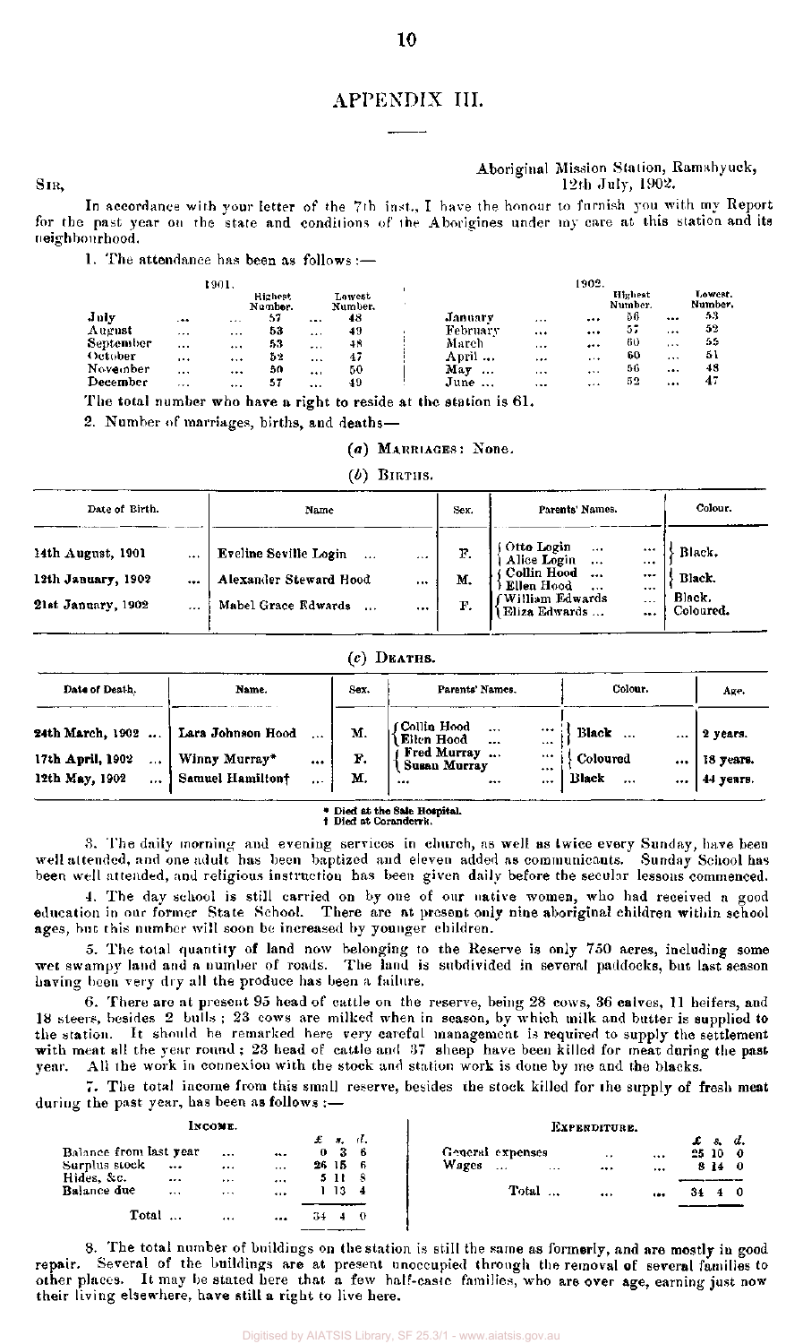# APPENDIX III.

Aboriginal Mission Station, Ramahyuck,
12th July, 1902.

SIR,

In accordance with your letter of the 7th inst., I have the honour to furnish you with my Report for the past year on the state and conditions of the Aborigines under my care at this station and its neighbourhood.

1. The attendance has been as follows:—

| 1901. | Highest Number. | Lowest Number. | 1902. | Highest Number. | Lowest Number. |
|---|---|---|---|---|---|
| July | 57 | 48 | January | 56 | 53 |
| August | 53 | 49 | February | 57 | 52 |
| September | 53 | 48 | March | 60 | 55 |
| October | 52 | 47 | April | 60 | 51 |
| November | 50 | 50 | May | 56 | 48 |
| December | 57 | 49 | June | 52 | 47 |

The total number who have a right to reside at the station is 61.

2. Number of marriages, births, and deaths—

(*a*) MARRIAGES: None.

(*b*) BIRTHS.

| Date of Birth. | Name | Sex. | Parents' Names. | Colour. |
|---|---|---|---|---|
| 14th August, 1901 | Eveline Seville Login | F. | Otto Login / Alice Login | Black. |
| 12th January, 1902 | Alexander Steward Hood | M. | Collin Hood / Ellen Hood | Black. |
| 21st January, 1902 | Mabel Grace Edwards | F. | William Edwards / Eliza Edwards | Black. / Coloured. |

(*c*) DEATHS.

| Date of Death. | Name. | Sex. | Parents' Names. | Colour. | Age. |
|---|---|---|---|---|---|
| 24th March, 1902 | Lara Johnson Hood | M. | Collin Hood / Ellen Hood | Black | 2 years. |
| 17th April, 1902 | Winny Murray* | F. | Fred Murray / Susan Murray | Coloured | 18 years. |
| 12th May, 1902 | Samuel Hamilton† | M. | ... | Black | 44 years. |

\* Died at the Sale Hospital.
† Died at Coranderrk.

3. The daily morning and evening services in church, as well as twice every Sunday, have been well attended, and one adult has been baptized and eleven added as communicants. Sunday School has been well attended, and religious instruction has been given daily before the secular lessons commenced.

4. The day school is still carried on by one of our native women, who had received a good education in our former State School. There are at present only nine aboriginal children within school ages, but this number will soon be increased by younger children.

5. The total quantity of land now belonging to the Reserve is only 750 acres, including some wet swampy land and a number of roads. The land is subdivided in several paddocks, but last season having been very dry all the produce has been a failure.

6. There are at present 95 head of cattle on the reserve, being 28 cows, 36 calves, 11 heifers, and 18 steers, besides 2 bulls; 23 cows are milked when in season, by which milk and butter is supplied to the station. It should be remarked here very careful management is required to supply the settlement with meat all the year round; 23 head of cattle and 37 sheep have been killed for meat during the past year. All the work in connexion with the stock and station work is done by me and the blacks.

7. The total income from this small reserve, besides the stock killed for the supply of fresh meat during the past year, has been as follows:—

INCOME.

| | £ | s. | d. |
|---|---|---|---|
| Balance from last year | 0 | 3 | 6 |
| Surplus stock | 26 | 15 | 6 |
| Hides, &c. | 5 | 11 | 8 |
| Balance due | 1 | 13 | 4 |
| Total | 34 | 4 | 0 |

EXPENDITURE.

| | £ | s. | d. |
|---|---|---|---|
| General expenses | 25 | 10 | 0 |
| Wages | 8 | 14 | 0 |
| Total | 34 | 4 | 0 |

8. The total number of buildings on the station is still the same as formerly, and are mostly in good repair. Several of the buildings are at present unoccupied through the removal of several families to other places. It may be stated here that a few half-caste families, who are over age, earning just now their living elsewhere, have still a right to live here.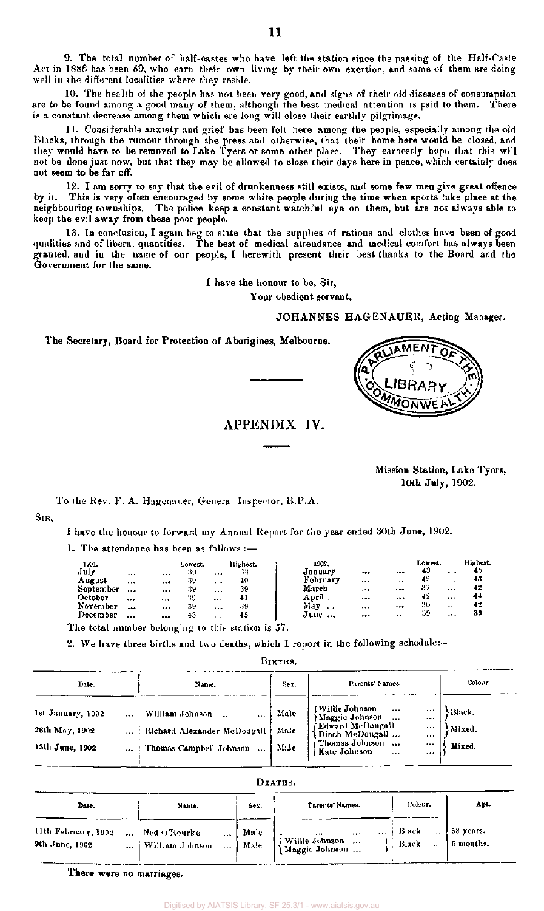9. The total number of half-castes who have left the station since the passing of the Half-Caste Act in 1886 has been 59, who earn their own living by their own exertion, and some of them are doing well in the different localities where they reside.

10. The health of the people has not been very good, and signs of their old diseases of consumption are to be found among a good many of them, although the best medical attention is paid to them. There is a constant decrease among them which ere long will close their earthly pilgrimage.

11. Considerable anxiety and grief has been felt here among the people, especially among the old Blacks, through the rumour through the press and otherwise, that their home here would be closed, and they would have to be removed to Lake Tyers or some other place. They earnestly hope that this will not be done just now, but that they may be allowed to close their days here in peace, which certainly does not seem to be far off.

12. I am sorry to say that the evil of drunkenness still exists, and some few men give great offence by it. This is very often encouraged by some white people during the time when sports take place at the neighbouring townships. The police keep a constant watchful eye on them, but are not always able to keep the evil away from these poor people.

13. In conclusion, I again beg to state that the supplies of rations and clothes have been of good qualities and of liberal quantities. The best of medical attendance and medical comfort has always been granted, and in the name of our people, I herewith present their best thanks to the Board and the Government for the same.

I have the honour to be, Sir,

Your obedient servant,

JOHANNES HAGENAUER, Acting Manager.

The Secretary, Board for Protection of Aborigines, Melbourne.

## APPENDIX IV.

Mission Station, Lake Tyers,
10th July, 1902.

To the Rev. F. A. Hagenauer, General Inspector, B.P.A.

SIR,

I have the honour to forward my Annual Report for the year ended 30th June, 1902.

1. The attendance has been as follows:—

| 1901. | Lowest. | Highest. | 1902. | Lowest. | Highest. |
|---|---|---|---|---|---|
| July | 39 | 38 | January | 43 | 45 |
| August | 39 | 40 | February | 42 | 43 |
| September | 39 | 39 | March | 39 | 42 |
| October | 39 | 41 | April | 42 | 44 |
| November | 39 | 39 | May | 30 | 42 |
| December | 43 | 45 | June | 39 | 39 |

The total number belonging to this station is 57.

2. We have three births and two deaths, which I report in the following schedule:—

BIRTHS.

| Date. | Name. | Sex. | Parents' Names. | Colour. |
|---|---|---|---|---|
| 1st January, 1902 | William Johnson | Male | Willie Johnson, Maggie Johnson | Black. |
| 26th May, 1902 | Richard Alexander McDougall | Male | Edward McDougall, Dinah McDougall | Mixed. |
| 13th June, 1902 | Thomas Campbell Johnson | Male | Thomas Johnson, Kate Johnson | Mixed. |

DEATHS.

| Date. | Name. | Sex. | Parents' Names. | Colour. | Age. |
|---|---|---|---|---|---|
| 11th February, 1902 | Ned O'Rourke | Male | ... | Black | 58 years. |
| 9th June, 1902 | William Johnson | Male | Willie Johnson, Maggie Johnson | Black | 6 months. |

There were no marriages.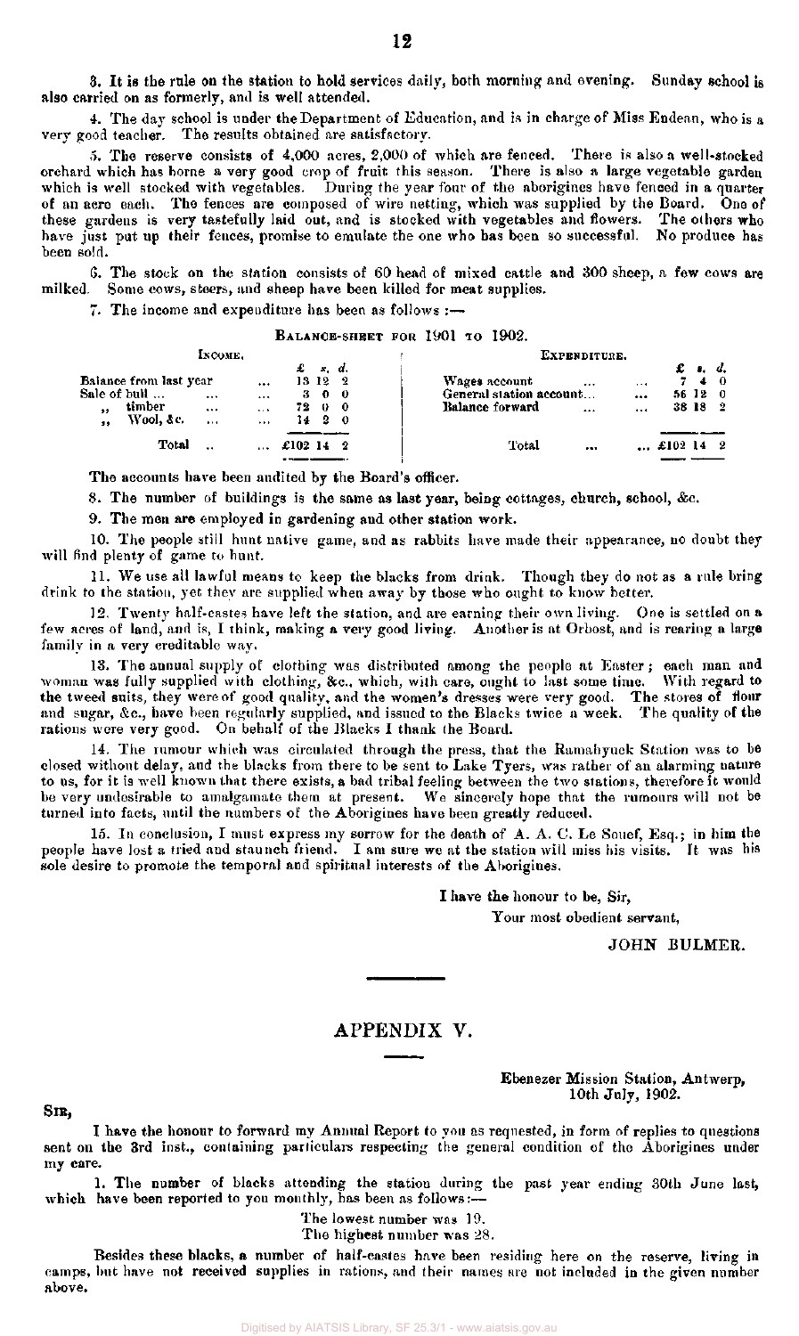3. It is the rule on the station to hold services daily, both morning and evening. Sunday school is also carried on as formerly, and is well attended.

4. The day school is under the Department of Education, and is in charge of Miss Endean, who is a very good teacher. The results obtained are satisfactory.

5. The reserve consists of 4,000 acres, 2,000 of which are fenced. There is also a well-stocked orchard which has borne a very good crop of fruit this season. There is also a large vegetable garden which is well stocked with vegetables. During the year four of the aborigines have fenced in a quarter of an acre each. The fences are composed of wire netting, which was supplied by the Board. One of these gardens is very tastefully laid out, and is stocked with vegetables and flowers. The others who have just put up their fences, promise to emulate the one who has been so successful. No produce has been sold.

6. The stock on the station consists of 60 head of mixed cattle and 300 sheep, a few cows are milked. Some cows, steers, and sheep have been killed for meat supplies.

7. The income and expenditure has been as follows :—

BALANCE-SHEET FOR 1901 TO 1902.

| INCOME. | £ s. d. | EXPENDITURE. | £ s. d. |
|---|---|---|---|
| Balance from last year ... | 13 12 2 | Wages account ... ... | 7 4 0 |
| Sale of bull ... ... ... | 3 0 0 | General station account... ... | 56 12 0 |
| " timber ... ... | 72 0 0 | Balance forward ... ... | 38 18 2 |
| " Wool, &c. ... ... | 14 2 0 | | |
| Total .. ... | £102 14 2 | Total ... ... | £102 14 2 |

The accounts have been audited by the Board's officer.

8. The number of buildings is the same as last year, being cottages, church, school, &c.

9. The men are employed in gardening and other station work.

10. The people still hunt native game, and as rabbits have made their appearance, no doubt they will find plenty of game to hunt.

11. We use all lawful means to keep the blacks from drink. Though they do not as a rule bring drink to the station, yet they are supplied when away by those who ought to know better.

12. Twenty half-castes have left the station, and are earning their own living. One is settled on a few acres of land, and is, I think, making a very good living. Another is at Orbost, and is rearing a large family in a very creditable way.

13. The annual supply of clothing was distributed among the people at Easter; each man and woman was fully supplied with clothing, &c., which, with care, ought to last some time. With regard to the tweed suits, they were of good quality, and the women's dresses were very good. The stores of flour and sugar, &c., have been regularly supplied, and issued to the Blacks twice a week. The quality of the rations were very good. On behalf of the Blacks I thank the Board.

14. The rumour which was circulated through the press, that the Ramahyuck Station was to be closed without delay, and the blacks from there to be sent to Lake Tyers, was rather of an alarming nature to us, for it is well known that there exists, a bad tribal feeling between the two stations, therefore it would be very undesirable to amalgamate them at present. We sincerely hope that the rumours will not be turned into facts, until the numbers of the Aborigines have been greatly reduced.

15. In conclusion, I must express my sorrow for the death of A. A. C. Le Souef, Esq.; in him the people have lost a tried and staunch friend. I am sure we at the station will miss his visits. It was his sole desire to promote the temporal and spiritual interests of the Aborigines.

I have the honour to be, Sir,
Your most obedient servant,

JOHN BULMER.

## APPENDIX V.

Ebenezer Mission Station, Antwerp,
10th July, 1902.

SIR,

I have the honour to forward my Annual Report to you as requested, in form of replies to questions sent on the 3rd inst., containing particulars respecting the general condition of the Aborigines under my care.

1. The number of blacks attending the station during the past year ending 30th June last, which have been reported to you monthly, has been as follows:—

The lowest number was 19.
The highest number was 28.

Besides these blacks, a number of half-castes have been residing here on the reserve, living in camps, but have not received supplies in rations, and their names are not included in the given number above.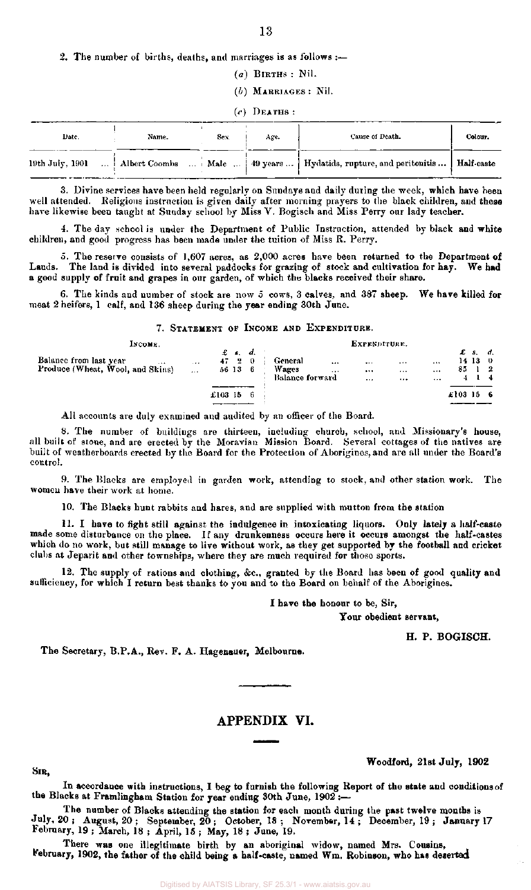2. The number of births, deaths, and marriages is as follows :—

(*a*) BIRTHS : Nil.

(*b*) MARRIAGES : Nil.

(*c*) DEATHS :

| Date. | Name. | Sex. | Age. | Cause of Death. | Colour. |
|---|---|---|---|---|---|
| 19th July, 1901 ... | Albert Coombs ... | Male ... | 49 years ... | Hydatids, rupture, and peritonitis ... | Half-caste |

3. Divine services have been held regularly on Sundays and daily during the week, which have been well attended. Religious instruction is given daily after morning prayers to the black children, and these have likewise been taught at Sunday school by Miss V. Bogisch and Miss Perry our lady teacher.

4. The day school is under the Department of Public Instruction, attended by black and white children, and good progress has been made under the tuition of Miss R. Perry.

5. The reserve consists of 1,607 acres, as 2,000 acres have been returned to the Department of Lands. The land is divided into several paddocks for grazing of stock and cultivation for hay. We had a good supply of fruit and grapes in our garden, of which the blacks received their share.

6. The kinds and number of stock are now 5 cows, 3 calves, and 387 sheep. We have killed for meat 2 heifers, 1 calf, and 136 sheep during the year ending 30th June.

7. STATEMENT OF INCOME AND EXPENDITURE.

| INCOME. | £ s. d. | EXPENDITURE. | £ s. d. |
|---|---|---|---|
| Balance from last year ... ... | 47 2 0 | General ... ... ... ... | 14 13 0 |
| Produce (Wheat, Wool, and Skins) ... | 56 13 6 | Wages ... ... ... ... | 85 1 2 |
| | | Balance forward ... ... ... | 4 1 4 |
| | £103 15 6 | | £103 15 6 |

All accounts are duly examined and audited by an officer of the Board.

8. The number of buildings are thirteen, including church, school, and Missionary's house, all built of stone, and are erected by the Moravian Mission Board. Several cottages of the natives are built of weatherboards erected by the Board for the Protection of Aborigines, and are all under the Board's control.

9. The Blacks are employed in garden work, attending to stock, and other station work. The women have their work at home.

10. The Blacks hunt rabbits and hares, and are supplied with mutton from the station

11. I have to fight still against the indulgence in intoxicating liquors. Only lately a half-caste made some disturbance on the place. If any drunkenness occurs here it occurs amongst the half-castes which do no work, but still manage to live without work, as they get supported by the football and cricket clubs at Jeparit and other townships, where they are much required for those sports.

12. The supply of rations and clothing, &c., granted by the Board has been of good quality and sufficiency, for which I return best thanks to you and to the Board on behalf of the Aborigines.

I have the honour to be, Sir,

Your obedient servant,

H. P. BOGISCH.

The Secretary, B.P.A., Rev. F. A. Hagenauer, Melbourne.

## APPENDIX VI.

Woodford, 21st July, 1902

SIR,

In accordance with instructions, I beg to furnish the following Report of the state and conditions of the Blacks at Framlingham Station for year ending 30th June, 1902 :—

The number of Blacks attending the station for each month during the past twelve months is July, 20 ; August, 20 ; September, 20 ; October, 18 ; November, 14 ; December, 19 ; January 17 February, 19 ; March, 18 ; April, 15 ; May, 18 ; June, 19.

There was one illegitimate birth by an aboriginal widow, named Mrs. Cousins, February, 1902, the father of the child being a half-caste, named Wm. Robinson, who has deserted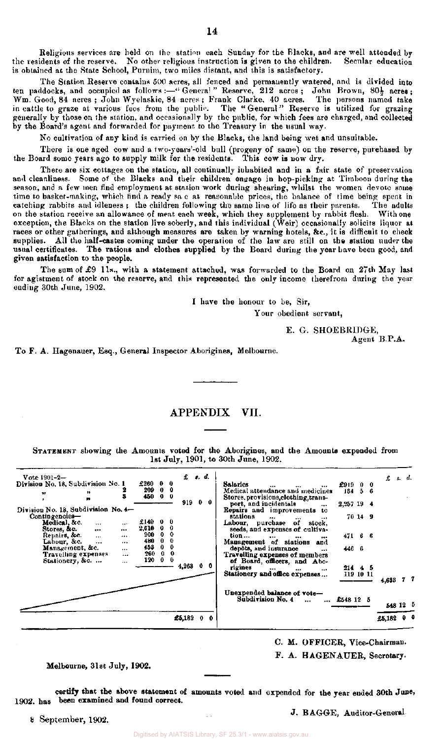Religious services are held on the station each Sunday for the Blacks, and are well attended by the residents of the reserve. No other religious instruction is given to the children. Secular education is obtained at the State School, Purnim, two miles distant, and this is satisfactory.

The Station Reserve contains 500 acres, all fenced and permanently watered, and is divided into ten paddocks, and occupied as follows:—"General" Reserve, 212 acres; John Brown, 80½ acres; Wm. Good, 84 acres; John Wyelaskie, 84 acres; Frank Clarke, 40 acres. The persons named take in cattle to graze at various fees from the public. The "General" Reserve is utilized for grazing generally by those on the station, and occasionally by the public, for which fees are charged, and collected by the Board's agent and forwarded for payment to the Treasury in the usual way.

No cultivation of any kind is carried on by the Blacks, the land being wet and unsuitable.

There is one aged cow and a two-years'-old bull (progeny of same) on the reserve, purchased by the Board some years ago to supply milk for the residents. This cow is now dry.

There are six cottages on the station, all continually inhabited and in a fair state of preservation and cleanliness. Some of the Blacks and their children engage in hop-picking at Timboon during the season, and a few men find employment at station work during shearing, whilst the women devote some time to basket-making, which find a ready sa e at reasonable prices, the balance of time being spent in catching rabbits and idleness; the children following the same line of life as their parents. The adults on the station receive an allowance of meat each week, which they supplement by rabbit flesh. With one exception, the Blacks on the station live soberly, and this individual (Weir) occasionally solicits liquor at races or other gatherings, and although measures are taken by warning hotels, &c., it is difficult to check supplies. All the half-castes coming under the operation of the law are still on the station under the usual certificates. The rations and clothes supplied by the Board during the year have been good, and given satisfaction to the people.

The sum of £9 11s., with a statement attached, was forwarded to the Board on 27th May last for agistment of stock on the reserve, and this represented the only income therefrom during the year ending 30th June, 1902.

I have the honour to be, Sir,

Your obedient servant,

E. G. SHOEBRIDGE,
Agent B.P.A.

To F. A. Hagenauer, Esq., General Inspector Aborigines, Melbourne.

## APPENDIX VII.

STATEMENT showing the Amounts voted for the Aborigines, and the Amounts expended from 1st July, 1901, to 30th June, 1902.

| Vote 1901-2— | £ s. d. | £ s. d. | | £ s. d. | £ s. d. |
|---|---|---|---|---|---|
| Division No. 18, Subdivision No. 1 | £260 0 0 | | Salaries ... ... ... | £919 0 0 | |
| " " 2 | 209 0 0 | | Medical attendance and medicines | 184 5 6 | |
| " " 3 | 450 0 0 | 919 0 0 | Stores, provisions, clothing, transport, and incidentals ... | 2,257 19 4 | |
| Division No. 18, Subdivision No. 4— Contingencies— | | | Repairs and improvements to stations ... ... ... | 70 14 9 | |
| Medical, &c. ... ... | £140 0 0 | | Labour, purchase of stock, seeds, and expenses of cultivation... ... ... | 471 6 6 | |
| Stores, &c. ... ... | 2,610 0 0 | | Management of stations and depôts, and insurance ... | 446 6 | |
| Repairs, &c. ... ... | 200 0 0 | | Travelling expenses of members of Board, officers, and Aborigines ... ... ... | 214 4 5 | |
| Labour, &c. ... ... | 480 0 0 | | Stationery and office expenses ... | 119 10 11 | 4,693 7 7 |
| Management, &c. ... | 453 0 0 | | Unexpended balance of vote— Subdivision No. 4 ... ... | £548 12 5 | 548 12 5 |
| Travelling expenses ... | 260 0 0 | | | | |
| Stationery, &c. ... ... | 120 0 0 | 4,263 0 0 | | | |
| | | £5,182 0 0 | | | £5,182 0 0 |

C. M. OFFICER, Vice-Chairman.

F. A. HAGENAUER, Secretary.

Melbourne, 31st July, 1902.

certify that the above statement of amounts voted and expended for the year ended 30th June, 1902. has been examined and found correct.

J. BAGGE, Auditor-General.

8 September, 1902.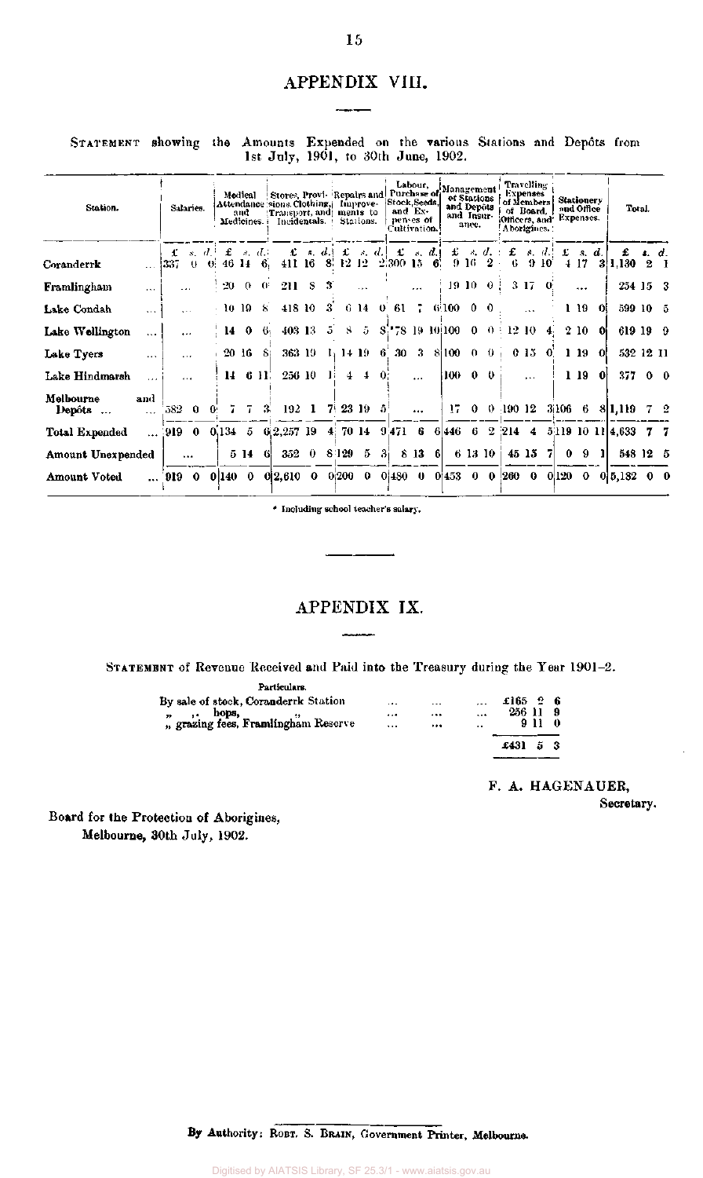# APPENDIX VIII.

STATEMENT showing the Amounts Expended on the various Stations and Depôts from 1st July, 1901, to 30th June, 1902.

| Station. | Salaries. | Medical Attendance and Medicines. | Stores, Provisions, Clothing, Transport, and Incidentals. | Repairs and Improvements to Stations. | Labour, Purchase of Stock, Seeds, and Expenses of Cultivation. | Management of Stations and Depôts and Insurance. | Travelling Expenses of Members of Board, Officers, and Aborigines. | Stationery and Office Expenses. | Total. |
|---|---|---|---|---|---|---|---|---|---|
| | £ s. d. | £ s. d. | £ s. d. | £ s. d. | £ s. d. | £ s. d. | £ s. d. | £ s. d. | £ s. d. |
| Coranderrk ... | 337 0 0 | 46 14 6 | 411 16 8 | 12 12 2 | 300 13 6 | 9 16 2 | 6 9 10 | 4 17 3 | 1,130 2 1 |
| Framlingham ... | ... | 20 0 0 | 211 8 3 | ... | ... | 19 10 0 | 3 17 0 | ... | 254 15 3 |
| Lake Condah ... | ... | 10 19 8 | 418 10 3 | 6 14 0 | 61 7 6 | 100 0 0 | ... | 1 19 0 | 599 10 5 |
| Lake Wellington ... | ... | 14 0 6 | 403 13 5 | 8 5 8 | *78 19 10 | 100 0 0 | 12 10 4 | 2 10 0 | 619 19 9 |
| Lake Tyers ... | ... | 20 16 8 | 363 19 1 | 14 19 6 | 30 3 8 | 100 0 0 | 0 15 0 | 1 19 0 | 532 12 11 |
| Lake Hindmarsh ... | ... | 14 6 11 | 256 10 1 | 4 4 0 | ... | 100 0 0 | ... | 1 19 0 | 377 0 0 |
| Melbourne and Depôts ... | 582 0 0 | 7 7 3 | 192 1 7 | 23 19 5 | ... | 17 0 0 | 190 12 3 | 106 6 8 | 1,119 7 2 |
| Total Expended ... | 919 0 0 | 134 5 6 | 2,257 19 4 | 70 14 9 | 471 6 6 | 446 6 2 | 214 4 5 | 119 10 11 | 4,633 7 7 |
| Amount Unexpended | ... | 5 14 6 | 352 0 8 | 129 5 3 | 8 13 6 | 6 13 10 | 45 15 7 | 0 9 1 | 548 12 5 |
| Amount Voted ... | 919 0 0 | 140 0 0 | 2,610 0 0 | 200 0 0 | 480 0 0 | 453 0 0 | 260 0 0 | 120 0 0 | 5,182 0 0 |

\* Including school teacher's salary.

# APPENDIX IX.

STATEMENT of Revenue Received and Paid into the Treasury during the Year 1901–2.

| Particulars. | |
|---|---|
| By sale of stock, Coranderrk Station ... ... ... | £165 2 6 |
| " " hops, " ... ... ... | 256 11 9 |
| " grazing fees, Framlingham Reserve ... ... .. | 9 11 0 |
| | £431 5 3 |

F. A. HAGENAUER,
Secretary.

Board for the Protection of Aborigines,
Melbourne, 30th July, 1902.

By Authority: ROBT. S. BRAIN, Government Printer, Melbourne.